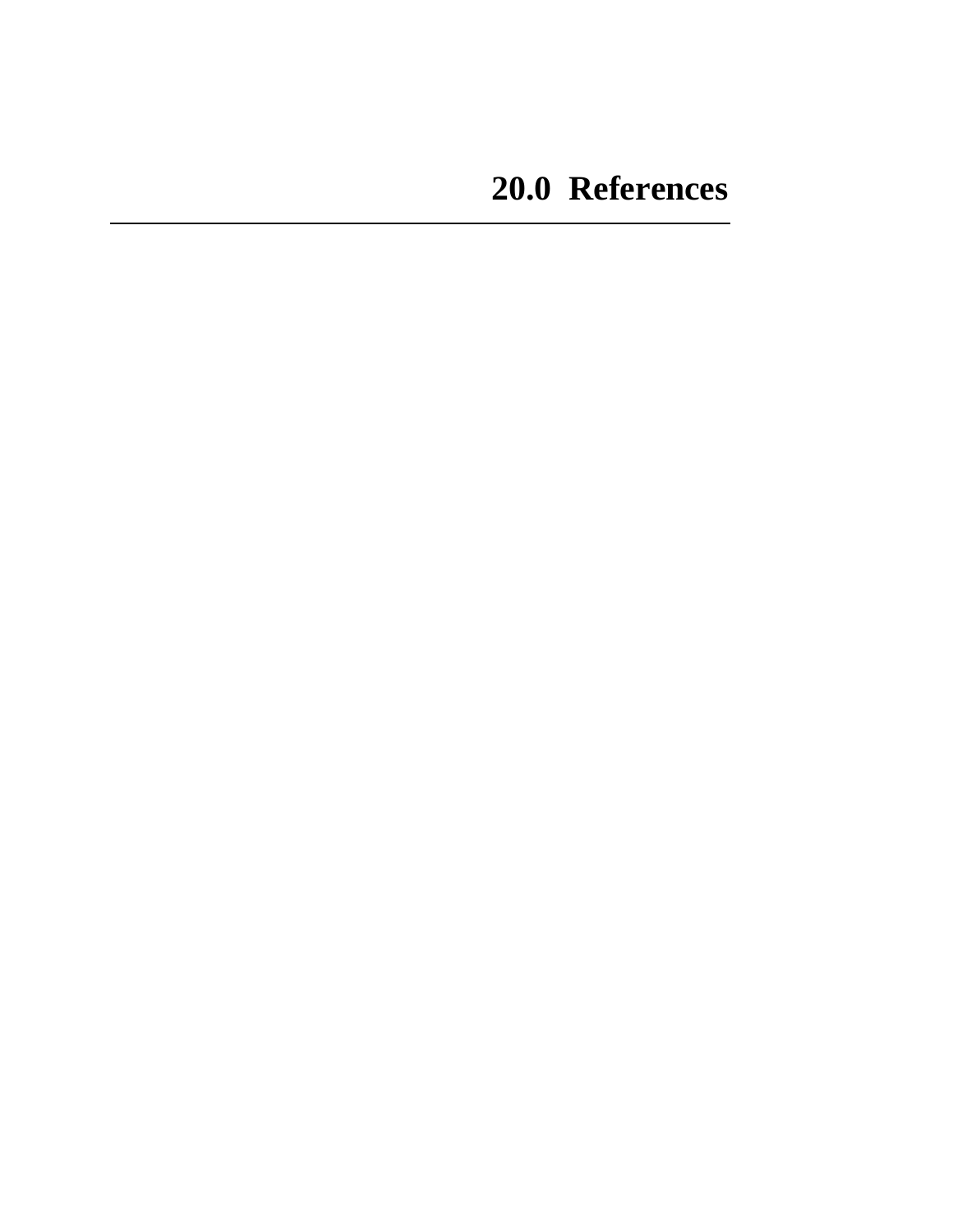# 20.0 References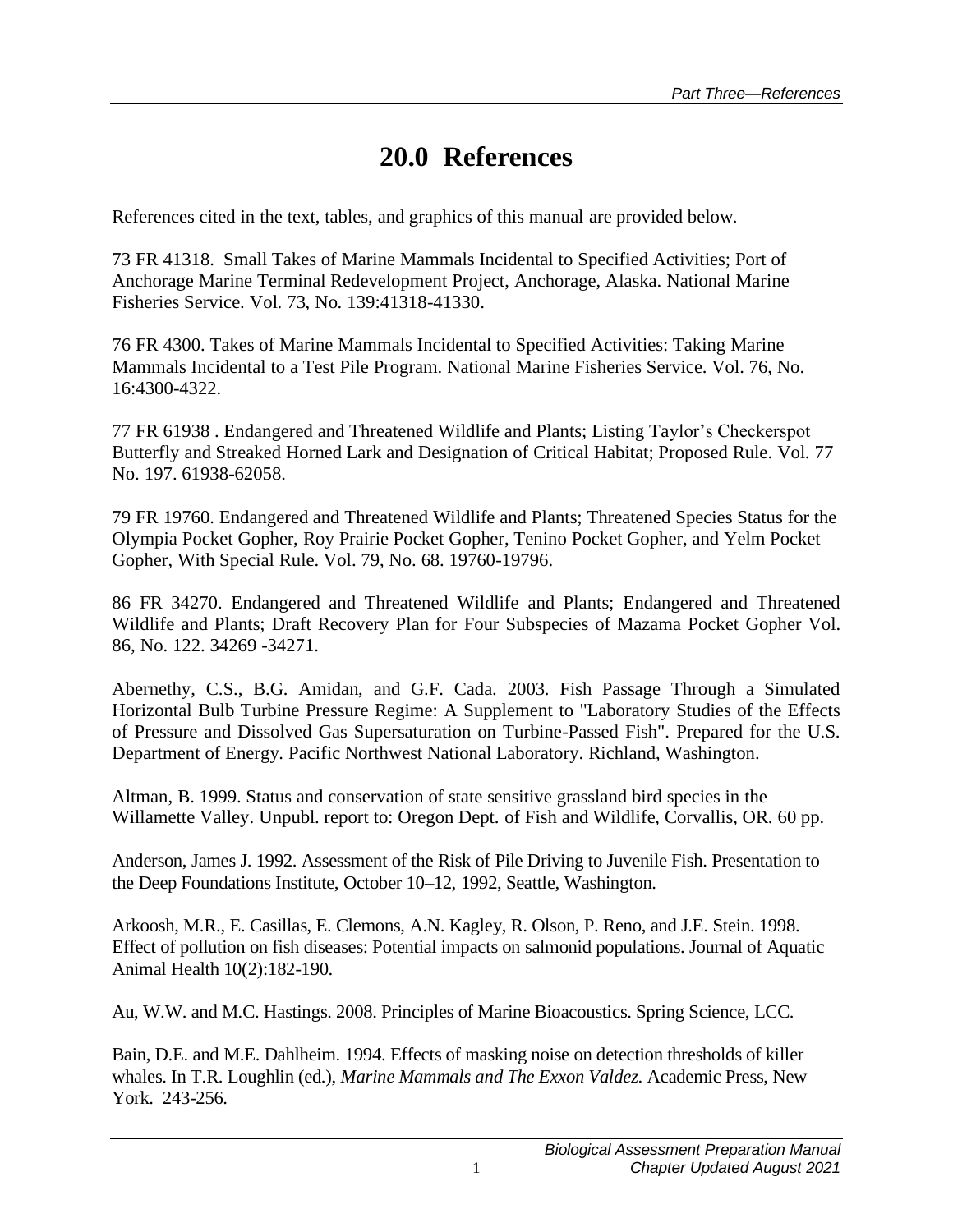# 20.0 References

References cited in the text, tables, and graphics of this manual are provided below.

73 FR 41318. Small Takes of Marine Mammals Incidental to Specified Activities; Port of Anchorage Marine Terminal Redevelopment Project, Anchorage, Alaska. National Marine Fisheries Service. Vol. 73, No. 139:41318-41330.

76 FR 4300. Takes of Marine Mammals Incidental to Specified Activities: Taking Marine Mammals Incidental to a Test Pile Program. National Marine Fisheries Service. Vol. 76, No. 16:4300-4322.

77 FR 61938 . Endangered and Threatened Wildlife and Plants; Listing Taylor's Checkerspot Butterfly and Streaked Horned Lark and Designation of Critical Habitat; Proposed Rule. Vol. 77 No. 197. 61938-62058.

79 FR 19760. Endangered and Threatened Wildlife and Plants; Threatened Species Status for the Olympia Pocket Gopher, Roy Prairie Pocket Gopher, Tenino Pocket Gopher, and Yelm Pocket Gopher, With Special Rule. Vol. 79, No. 68. 19760-19796.

86 FR 34270. Endangered and Threatened Wildlife and Plants; Endangered and Threatened Wildlife and Plants; Draft Recovery Plan for Four Subspecies of Mazama Pocket Gopher Vol. 86, No. 122. 34269 -34271.

Abernethy, C.S., B.G. Amidan, and G.F. Cada. 2003. Fish Passage Through a Simulated Horizontal Bulb Turbine Pressure Regime: A Supplement to "Laboratory Studies of the Effects of Pressure and Dissolved Gas Supersaturation on Turbine-Passed Fish". Prepared for the U.S. Department of Energy. Pacific Northwest National Laboratory. Richland, Washington.

Altman, B. 1999. Status and conservation of state sensitive grassland bird species in the Willamette Valley. Unpubl. report to: Oregon Dept. of Fish and Wildlife, Corvallis, OR. 60 pp.

Anderson, James J. 1992. Assessment of the Risk of Pile Driving to Juvenile Fish. Presentation to the Deep Foundations Institute, October 10–12, 1992, Seattle, Washington.

Arkoosh, M.R., E. Casillas, E. Clemons, A.N. Kagley, R. Olson, P. Reno, and J.E. Stein. 1998. Effect of pollution on fish diseases: Potential impacts on salmonid populations. Journal of Aquatic Animal Health 10(2):182-190.

Au, W.W. and M.C. Hastings. 2008. Principles of Marine Bioacoustics. Spring Science, LCC.

Bain, D.E. and M.E. Dahlheim. 1994. Effects of masking noise on detection thresholds of killer whales. In T.R. Loughlin (ed.), *Marine Mammals and The Exxon Valdez.* Academic Press, New York. 243-256.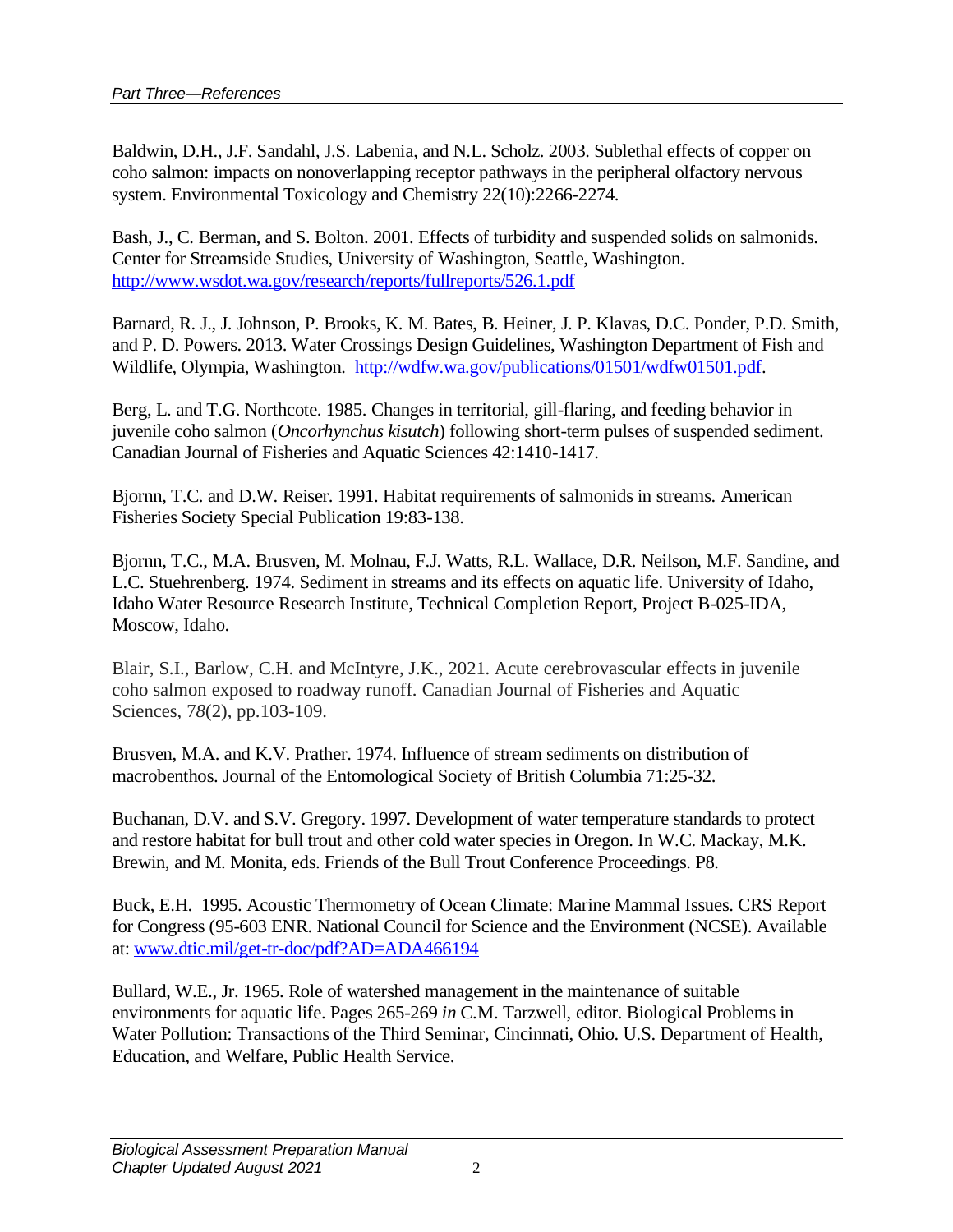Baldwin, D.H., J.F. Sandahl, J.S. Labenia, and N.L. Scholz. 2003. Sublethal effects of copper on coho salmon: impacts on nonoverlapping receptor pathways in the peripheral olfactory nervous system. Environmental Toxicology and Chemistry 22(10):2266-2274.

Bash, J., C. Berman, and S. Bolton. 2001. Effects of turbidity and suspended solids on salmonids. Center for Streamside Studies, University of Washington, Seattle, Washington. http://www.wsdot.wa.gov/research/reports/fullreports/526.1.pdf

Barnard, R. J., J. Johnson, P. Brooks, K. M. Bates, B. Heiner, J. P. Klavas, D.C. Ponder, P.D. Smith, and P. D. Powers. 2013. Water Crossings Design Guidelines, Washington Department of Fish and Wildlife, Olympia, Washington. http://wdfw.wa.gov/publications/01501/wdfw01501.pdf.

Berg, L. and T.G. Northcote. 1985. Changes in territorial, gill-flaring, and feeding behavior in juvenile coho salmon (*Oncorhynchus kisutch*) following short-term pulses of suspended sediment. Canadian Journal of Fisheries and Aquatic Sciences 42:1410-1417.

Bjornn, T.C. and D.W. Reiser. 1991. Habitat requirements of salmonids in streams. American Fisheries Society Special Publication 19:83-138.

Bjornn, T.C., M.A. Brusven, M. Molnau, F.J. Watts, R.L. Wallace, D.R. Neilson, M.F. Sandine, and L.C. Stuehrenberg. 1974. Sediment in streams and its effects on aquatic life. University of Idaho, Idaho Water Resource Research Institute, Technical Completion Report, Project B-025-IDA, Moscow, Idaho.

Blair, S.I., Barlow, C.H. and McIntyre, J.K., 2021. Acute cerebrovascular effects in juvenile coho salmon exposed to roadway runoff. Canadian Journal of Fisheries and Aquatic Sciences, 7*8*(2), pp.103-109.

Brusven, M.A. and K.V. Prather. 1974. Influence of stream sediments on distribution of macrobenthos. Journal of the Entomological Society of British Columbia 71:25-32.

Buchanan, D.V. and S.V. Gregory. 1997. Development of water temperature standards to protect and restore habitat for bull trout and other cold water species in Oregon. In W.C. Mackay, M.K. Brewin, and M. Monita, eds. Friends of the Bull Trout Conference Proceedings. P8.

Buck, E.H. 1995. Acoustic Thermometry of Ocean Climate: Marine Mammal Issues. CRS Report for Congress (95-603 ENR. National Council for Science and the Environment (NCSE). Available at: www.dtic.mil/get-tr-doc/pdf?AD=ADA466194

Bullard, W.E., Jr. 1965. Role of watershed management in the maintenance of suitable environments for aquatic life. Pages 265-269 *in* C.M. Tarzwell, editor. Biological Problems in Water Pollution: Transactions of the Third Seminar, Cincinnati, Ohio. U.S. Department of Health, Education, and Welfare, Public Health Service.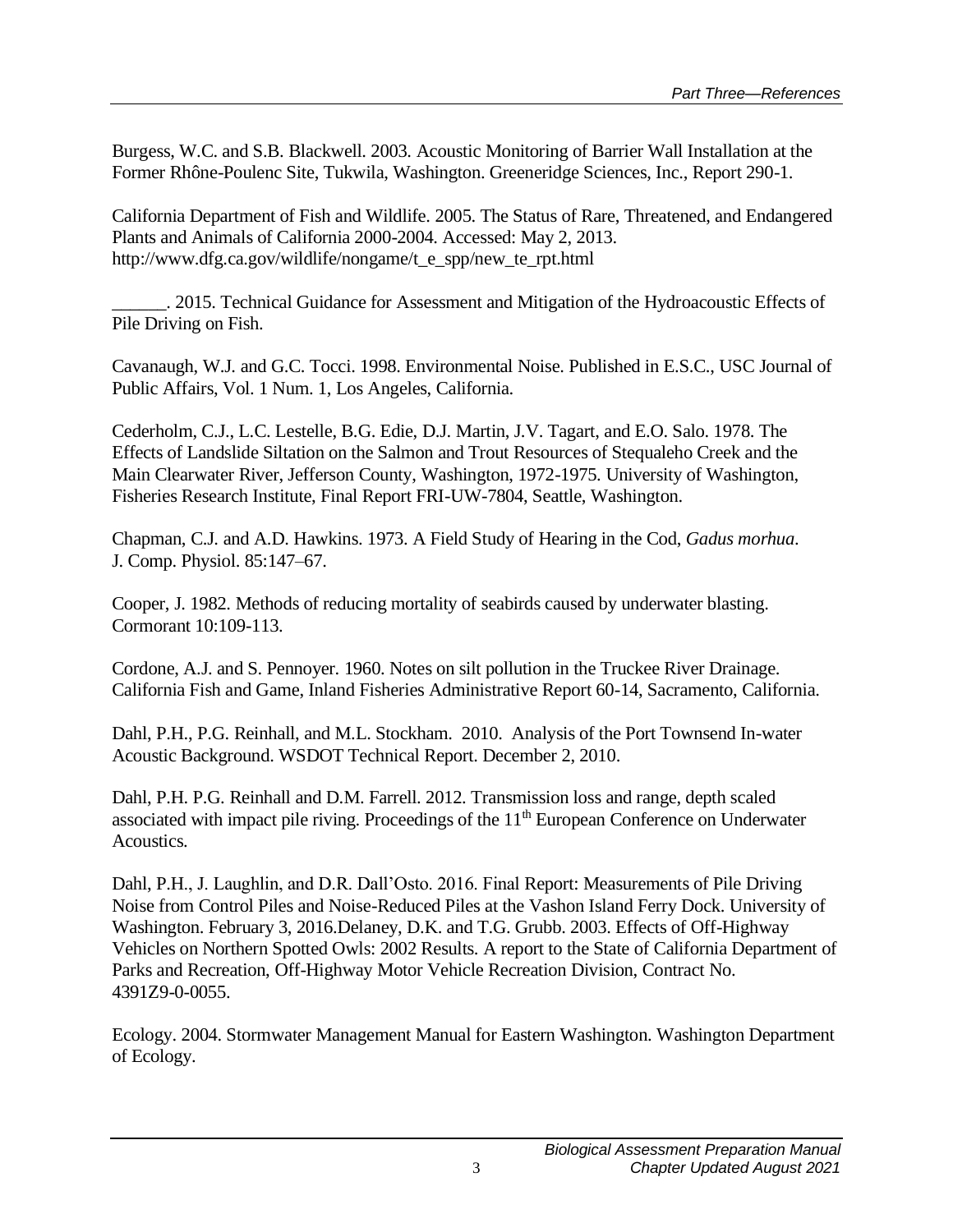Burgess, W.C. and S.B. Blackwell. 2003. Acoustic Monitoring of Barrier Wall Installation at the Former Rhône-Poulenc Site, Tukwila, Washington. Greeneridge Sciences, Inc., Report 290-1.

California Department of Fish and Wildlife. 2005. The Status of Rare, Threatened, and Endangered Plants and Animals of California 2000-2004. Accessed: May 2, 2013. http://www.dfg.ca.gov/wildlife/nongame/t_e_spp/new_te_rpt.html

______. 2015. Technical Guidance for Assessment and Mitigation of the Hydroacoustic Effects of Pile Driving on Fish.

Cavanaugh, W.J. and G.C. Tocci. 1998. Environmental Noise. Published in E.S.C., USC Journal of Public Affairs, Vol. 1 Num. 1, Los Angeles, California.

Cederholm, C.J., L.C. Lestelle, B.G. Edie, D.J. Martin, J.V. Tagart, and E.O. Salo. 1978. The Effects of Landslide Siltation on the Salmon and Trout Resources of Stequaleho Creek and the Main Clearwater River, Jefferson County, Washington, 1972-1975. University of Washington, Fisheries Research Institute, Final Report FRI-UW-7804, Seattle, Washington.

Chapman, C.J. and A.D. Hawkins. 1973. A Field Study of Hearing in the Cod, *Gadus morhua*. J. Comp. Physiol. 85:147–67.

Cooper, J. 1982. Methods of reducing mortality of seabirds caused by underwater blasting. Cormorant 10:109-113.

Cordone, A.J. and S. Pennoyer. 1960. Notes on silt pollution in the Truckee River Drainage. California Fish and Game, Inland Fisheries Administrative Report 60-14, Sacramento, California.

Dahl, P.H., P.G. Reinhall, and M.L. Stockham. 2010. Analysis of the Port Townsend In-water Acoustic Background. WSDOT Technical Report. December 2, 2010.

Dahl, P.H. P.G. Reinhall and D.M. Farrell. 2012. Transmission loss and range, depth scaled associated with impact pile riving. Proceedings of the 11th European Conference on Underwater Acoustics.

Dahl, P.H., J. Laughlin, and D.R. Dall'Osto. 2016. Final Report: Measurements of Pile Driving Noise from Control Piles and Noise-Reduced Piles at the Vashon Island Ferry Dock. University of Washington. February 3, 2016.Delaney, D.K. and T.G. Grubb. 2003. Effects of Off-Highway Vehicles on Northern Spotted Owls: 2002 Results. A report to the State of California Department of Parks and Recreation, Off-Highway Motor Vehicle Recreation Division, Contract No. 4391Z9-0-0055.

Ecology. 2004. Stormwater Management Manual for Eastern Washington. Washington Department of Ecology.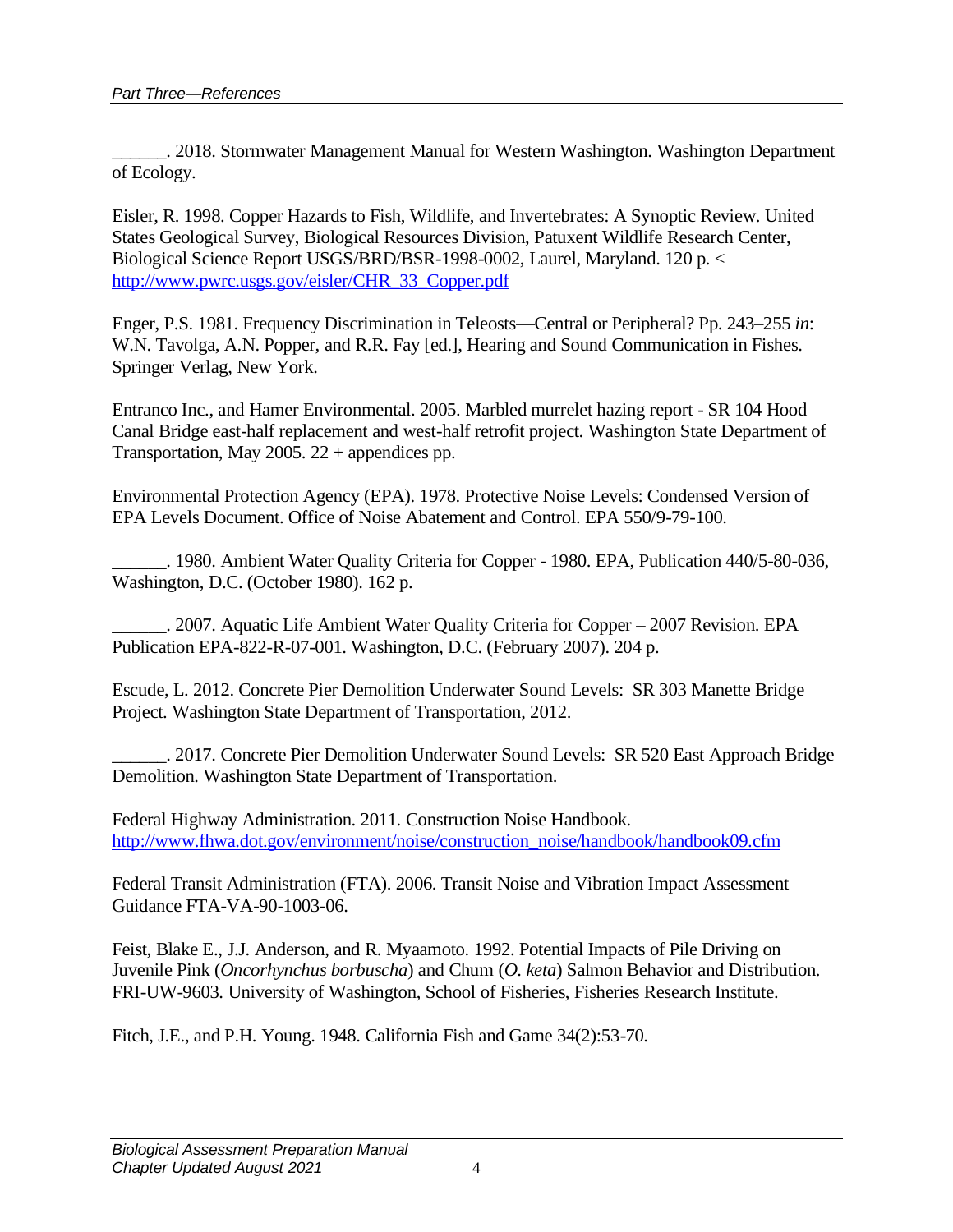______. 2018. Stormwater Management Manual for Western Washington. Washington Department of Ecology.

Eisler, R. 1998. Copper Hazards to Fish, Wildlife, and Invertebrates: A Synoptic Review. United States Geological Survey, Biological Resources Division, Patuxent Wildlife Research Center, Biological Science Report USGS/BRD/BSR-1998-0002, Laurel, Maryland. 120 p. < http://www.pwrc.usgs.gov/eisler/CHR_33_Copper.pdf

Enger, P.S. 1981. Frequency Discrimination in Teleosts—Central or Peripheral? Pp. 243–255 *in*: W.N. Tavolga, A.N. Popper, and R.R. Fay [ed.], Hearing and Sound Communication in Fishes. Springer Verlag, New York.

Entranco Inc., and Hamer Environmental. 2005. Marbled murrelet hazing report - SR 104 Hood Canal Bridge east-half replacement and west-half retrofit project. Washington State Department of Transportation, May 2005. 22 + appendices pp.

Environmental Protection Agency (EPA). 1978. Protective Noise Levels: Condensed Version of EPA Levels Document. Office of Noise Abatement and Control. EPA 550/9-79-100.

______. 1980. Ambient Water Quality Criteria for Copper - 1980. EPA, Publication 440/5-80-036, Washington, D.C. (October 1980). 162 p.

______. 2007. Aquatic Life Ambient Water Quality Criteria for Copper – 2007 Revision. EPA Publication EPA-822-R-07-001. Washington, D.C. (February 2007). 204 p.

Escude, L. 2012. Concrete Pier Demolition Underwater Sound Levels: SR 303 Manette Bridge Project. Washington State Department of Transportation, 2012.

______. 2017. Concrete Pier Demolition Underwater Sound Levels: SR 520 East Approach Bridge Demolition. Washington State Department of Transportation.

Federal Highway Administration. 2011. Construction Noise Handbook. http://www.fhwa.dot.gov/environment/noise/construction_noise/handbook/handbook09.cfm

Federal Transit Administration (FTA). 2006. Transit Noise and Vibration Impact Assessment Guidance FTA-VA-90-1003-06.

Feist, Blake E., J.J. Anderson, and R. Myaamoto. 1992. Potential Impacts of Pile Driving on Juvenile Pink (*Oncorhynchus borbuscha*) and Chum (*O. keta*) Salmon Behavior and Distribution. FRI-UW-9603. University of Washington, School of Fisheries, Fisheries Research Institute.

Fitch, J.E., and P.H. Young. 1948. California Fish and Game 34(2):53-70.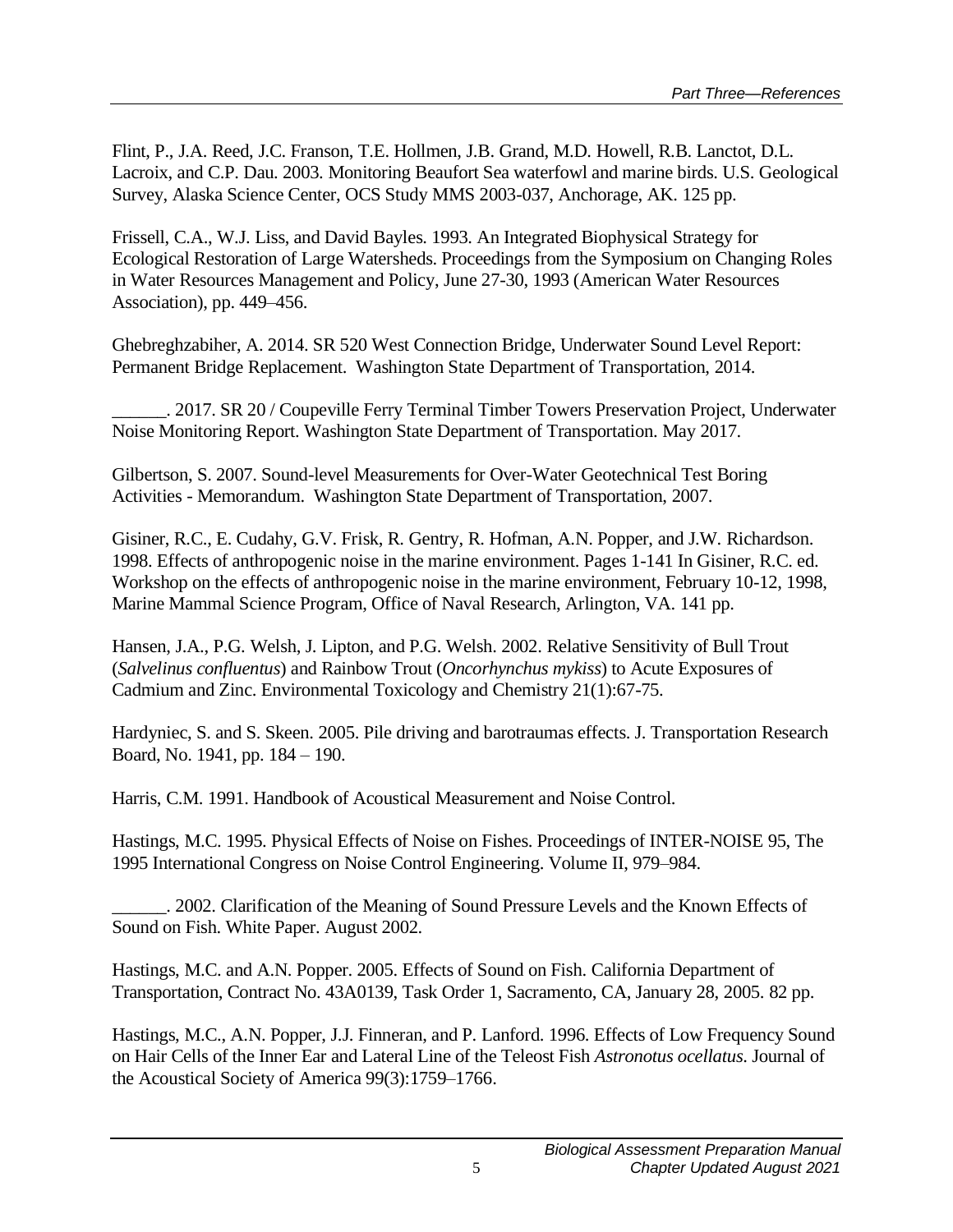Flint, P., J.A. Reed, J.C. Franson, T.E. Hollmen, J.B. Grand, M.D. Howell, R.B. Lanctot, D.L. Lacroix, and C.P. Dau. 2003. Monitoring Beaufort Sea waterfowl and marine birds. U.S. Geological Survey, Alaska Science Center, OCS Study MMS 2003-037, Anchorage, AK. 125 pp.

Frissell, C.A., W.J. Liss, and David Bayles. 1993. An Integrated Biophysical Strategy for Ecological Restoration of Large Watersheds. Proceedings from the Symposium on Changing Roles in Water Resources Management and Policy, June 27-30, 1993 (American Water Resources Association), pp. 449–456.

Ghebreghzabiher, A. 2014. SR 520 West Connection Bridge, Underwater Sound Level Report: Permanent Bridge Replacement. Washington State Department of Transportation, 2014.

______. 2017. SR 20 / Coupeville Ferry Terminal Timber Towers Preservation Project, Underwater Noise Monitoring Report. Washington State Department of Transportation. May 2017.

Gilbertson, S. 2007. Sound-level Measurements for Over-Water Geotechnical Test Boring Activities - Memorandum. Washington State Department of Transportation, 2007.

Gisiner, R.C., E. Cudahy, G.V. Frisk, R. Gentry, R. Hofman, A.N. Popper, and J.W. Richardson. 1998. Effects of anthropogenic noise in the marine environment. Pages 1-141 In Gisiner, R.C. ed. Workshop on the effects of anthropogenic noise in the marine environment, February 10-12, 1998, Marine Mammal Science Program, Office of Naval Research, Arlington, VA. 141 pp.

Hansen, J.A., P.G. Welsh, J. Lipton, and P.G. Welsh. 2002. Relative Sensitivity of Bull Trout (*Salvelinus confluentus*) and Rainbow Trout (*Oncorhynchus mykiss*) to Acute Exposures of Cadmium and Zinc. Environmental Toxicology and Chemistry 21(1):67-75.

Hardyniec, S. and S. Skeen. 2005. Pile driving and barotraumas effects. J. Transportation Research Board, No. 1941, pp. 184 – 190.

Harris, C.M. 1991. Handbook of Acoustical Measurement and Noise Control.

Hastings, M.C. 1995. Physical Effects of Noise on Fishes. Proceedings of INTER-NOISE 95, The 1995 International Congress on Noise Control Engineering. Volume II, 979–984.

______. 2002. Clarification of the Meaning of Sound Pressure Levels and the Known Effects of Sound on Fish. White Paper. August 2002.

Hastings, M.C. and A.N. Popper. 2005. Effects of Sound on Fish. California Department of Transportation, Contract No. 43A0139, Task Order 1, Sacramento, CA, January 28, 2005. 82 pp.

Hastings, M.C., A.N. Popper, J.J. Finneran, and P. Lanford. 1996. Effects of Low Frequency Sound on Hair Cells of the Inner Ear and Lateral Line of the Teleost Fish *Astronotus ocellatus*. Journal of the Acoustical Society of America 99(3):1759–1766.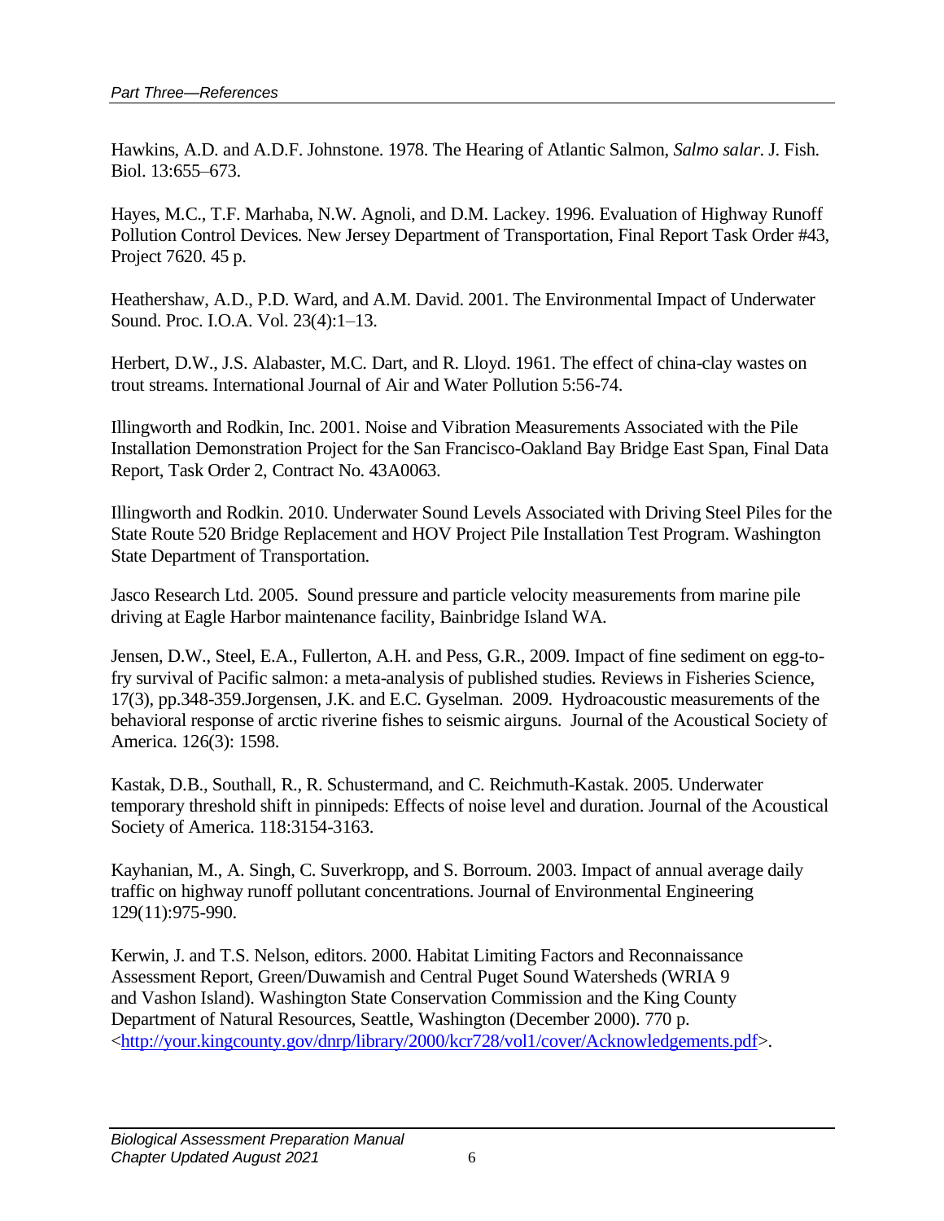Hawkins, A.D. and A.D.F. Johnstone. 1978. The Hearing of Atlantic Salmon, *Salmo salar*. J. Fish. Biol. 13:655–673.

Hayes, M.C., T.F. Marhaba, N.W. Agnoli, and D.M. Lackey. 1996. Evaluation of Highway Runoff Pollution Control Devices. New Jersey Department of Transportation, Final Report Task Order #43, Project 7620. 45 p.

Heathershaw, A.D., P.D. Ward, and A.M. David. 2001. The Environmental Impact of Underwater Sound. Proc. I.O.A. Vol. 23(4):1–13.

Herbert, D.W., J.S. Alabaster, M.C. Dart, and R. Lloyd. 1961. The effect of china-clay wastes on trout streams. International Journal of Air and Water Pollution 5:56-74.

Illingworth and Rodkin, Inc. 2001. Noise and Vibration Measurements Associated with the Pile Installation Demonstration Project for the San Francisco-Oakland Bay Bridge East Span, Final Data Report, Task Order 2, Contract No. 43A0063.

Illingworth and Rodkin. 2010. Underwater Sound Levels Associated with Driving Steel Piles for the State Route 520 Bridge Replacement and HOV Project Pile Installation Test Program. Washington State Department of Transportation.

Jasco Research Ltd. 2005. Sound pressure and particle velocity measurements from marine pile driving at Eagle Harbor maintenance facility, Bainbridge Island WA.

Jensen, D.W., Steel, E.A., Fullerton, A.H. and Pess, G.R., 2009. Impact of fine sediment on egg-to-fry survival of Pacific salmon: a meta-analysis of published studies. Reviews in Fisheries Science, 17(3), pp.348-359.Jorgensen, J.K. and E.C. Gyselman. 2009. Hydroacoustic measurements of the behavioral response of arctic riverine fishes to seismic airguns. Journal of the Acoustical Society of America. 126(3): 1598.

Kastak, D.B., Southall, R., R. Schustermand, and C. Reichmuth-Kastak. 2005. Underwater temporary threshold shift in pinnipeds: Effects of noise level and duration. Journal of the Acoustical Society of America. 118:3154-3163.

Kayhanian, M., A. Singh, C. Suverkropp, and S. Borroum. 2003. Impact of annual average daily traffic on highway runoff pollutant concentrations. Journal of Environmental Engineering 129(11):975-990.

Kerwin, J. and T.S. Nelson, editors. 2000. Habitat Limiting Factors and Reconnaissance Assessment Report, Green/Duwamish and Central Puget Sound Watersheds (WRIA 9 and Vashon Island). Washington State Conservation Commission and the King County Department of Natural Resources, Seattle, Washington (December 2000). 770 p. <http://your.kingcounty.gov/dnrp/library/2000/kcr728/vol1/cover/Acknowledgements.pdf>.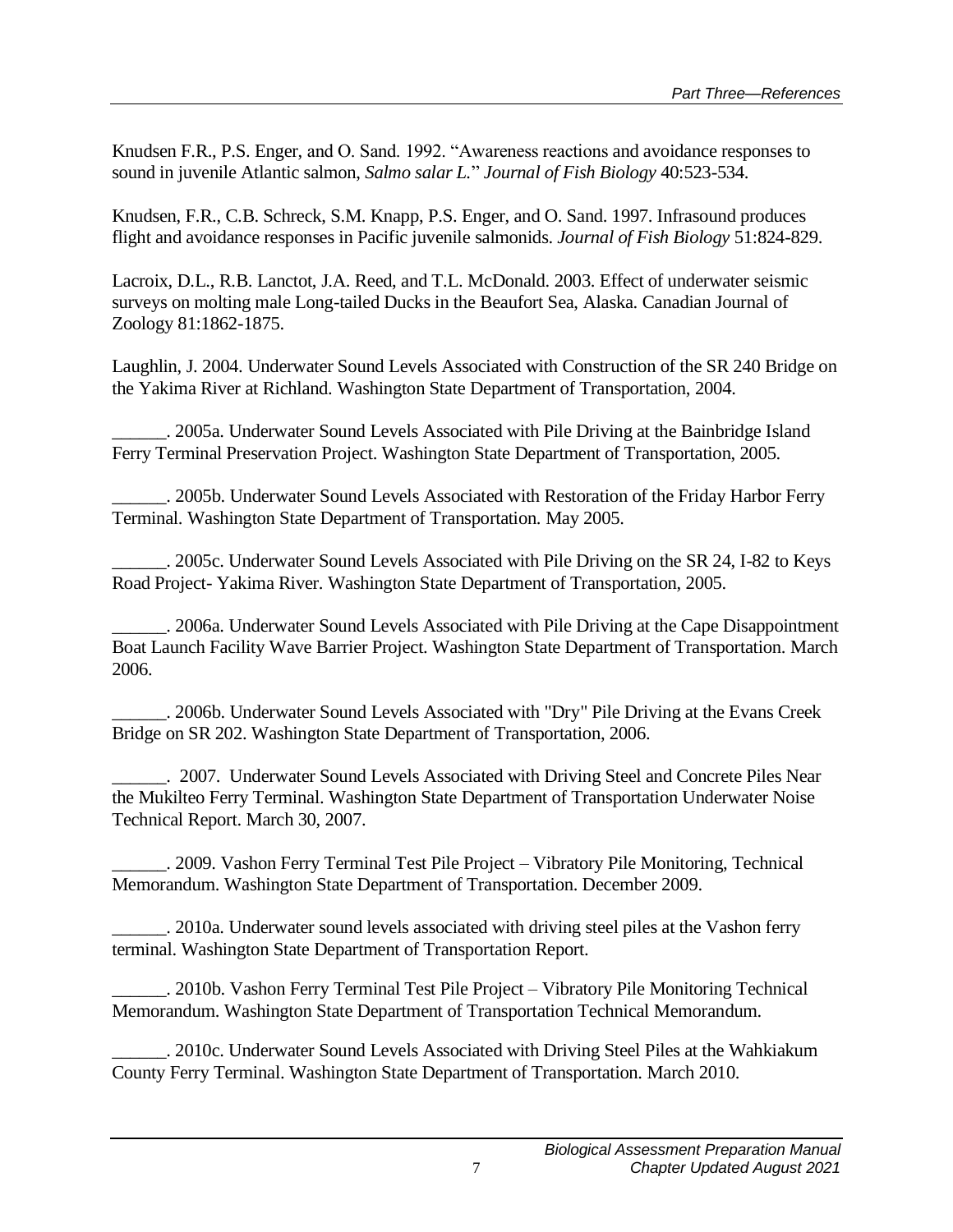Knudsen F.R., P.S. Enger, and O. Sand. 1992. “Awareness reactions and avoidance responses to sound in juvenile Atlantic salmon, *Salmo salar L.*” *Journal of Fish Biology* 40:523-534.

Knudsen, F.R., C.B. Schreck, S.M. Knapp, P.S. Enger, and O. Sand. 1997. Infrasound produces flight and avoidance responses in Pacific juvenile salmonids. *Journal of Fish Biology* 51:824-829.

Lacroix, D.L., R.B. Lanctot, J.A. Reed, and T.L. McDonald. 2003. Effect of underwater seismic surveys on molting male Long-tailed Ducks in the Beaufort Sea, Alaska. Canadian Journal of Zoology 81:1862-1875.

Laughlin, J. 2004. Underwater Sound Levels Associated with Construction of the SR 240 Bridge on the Yakima River at Richland. Washington State Department of Transportation, 2004.

______. 2005a. Underwater Sound Levels Associated with Pile Driving at the Bainbridge Island Ferry Terminal Preservation Project. Washington State Department of Transportation, 2005.

______. 2005b. Underwater Sound Levels Associated with Restoration of the Friday Harbor Ferry Terminal. Washington State Department of Transportation. May 2005.

______. 2005c. Underwater Sound Levels Associated with Pile Driving on the SR 24, I-82 to Keys Road Project- Yakima River. Washington State Department of Transportation, 2005.

______. 2006a. Underwater Sound Levels Associated with Pile Driving at the Cape Disappointment Boat Launch Facility Wave Barrier Project. Washington State Department of Transportation. March 2006.

______. 2006b. Underwater Sound Levels Associated with "Dry" Pile Driving at the Evans Creek Bridge on SR 202. Washington State Department of Transportation, 2006.

______. 2007. Underwater Sound Levels Associated with Driving Steel and Concrete Piles Near the Mukilteo Ferry Terminal. Washington State Department of Transportation Underwater Noise Technical Report. March 30, 2007.

______. 2009. Vashon Ferry Terminal Test Pile Project – Vibratory Pile Monitoring, Technical Memorandum. Washington State Department of Transportation. December 2009.

______. 2010a. Underwater sound levels associated with driving steel piles at the Vashon ferry terminal. Washington State Department of Transportation Report.

______. 2010b. Vashon Ferry Terminal Test Pile Project – Vibratory Pile Monitoring Technical Memorandum. Washington State Department of Transportation Technical Memorandum.

______. 2010c. Underwater Sound Levels Associated with Driving Steel Piles at the Wahkiakum County Ferry Terminal. Washington State Department of Transportation. March 2010.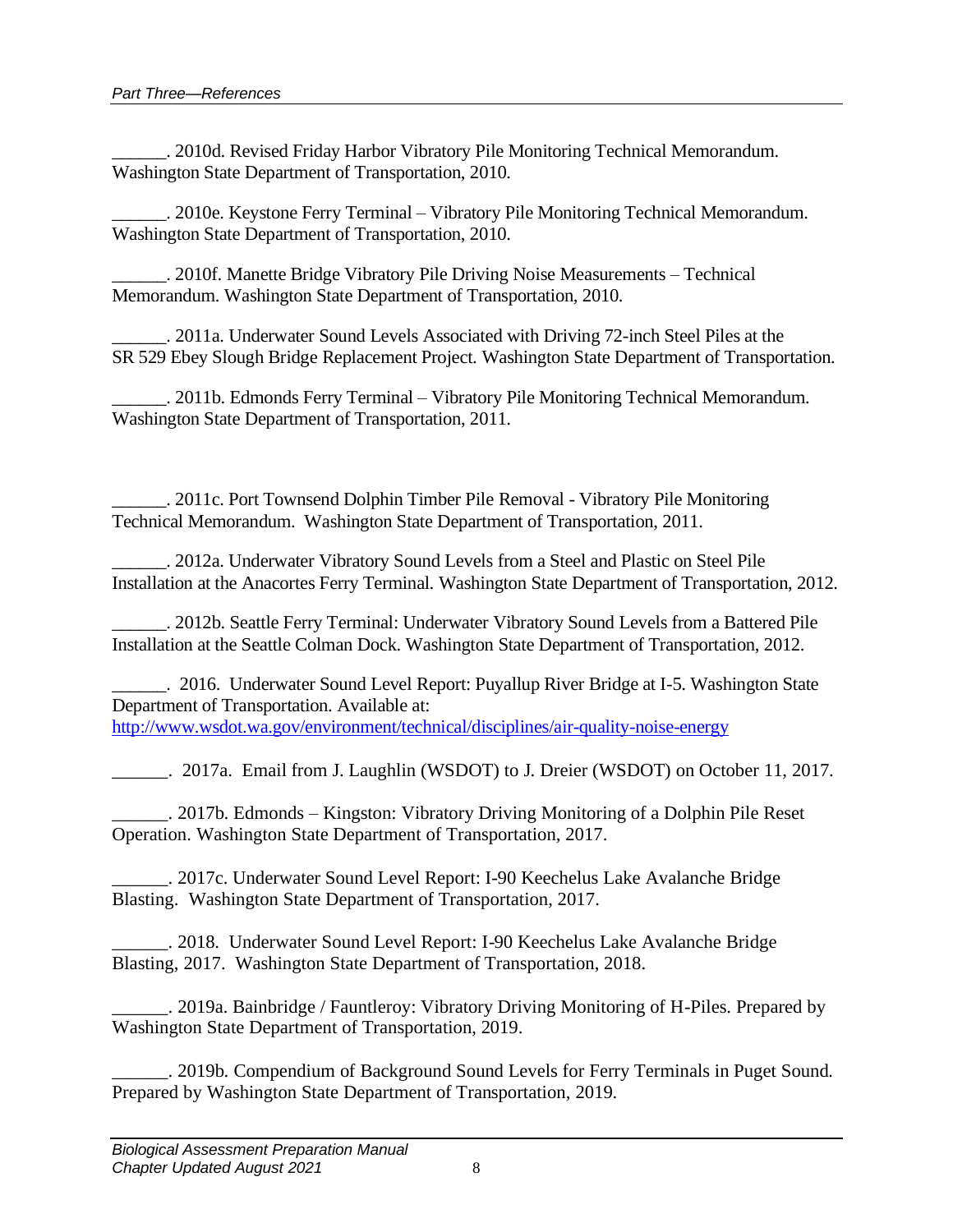______. 2010d. Revised Friday Harbor Vibratory Pile Monitoring Technical Memorandum. Washington State Department of Transportation, 2010.

______. 2010e. Keystone Ferry Terminal – Vibratory Pile Monitoring Technical Memorandum. Washington State Department of Transportation, 2010.

______. 2010f. Manette Bridge Vibratory Pile Driving Noise Measurements – Technical Memorandum. Washington State Department of Transportation, 2010.

______. 2011a. Underwater Sound Levels Associated with Driving 72-inch Steel Piles at the SR 529 Ebey Slough Bridge Replacement Project. Washington State Department of Transportation.

______. 2011b. Edmonds Ferry Terminal – Vibratory Pile Monitoring Technical Memorandum. Washington State Department of Transportation, 2011.

______. 2011c. Port Townsend Dolphin Timber Pile Removal - Vibratory Pile Monitoring Technical Memorandum. Washington State Department of Transportation, 2011.

______. 2012a. Underwater Vibratory Sound Levels from a Steel and Plastic on Steel Pile Installation at the Anacortes Ferry Terminal. Washington State Department of Transportation, 2012.

______. 2012b. Seattle Ferry Terminal: Underwater Vibratory Sound Levels from a Battered Pile Installation at the Seattle Colman Dock. Washington State Department of Transportation, 2012.

______. 2016. Underwater Sound Level Report: Puyallup River Bridge at I-5. Washington State Department of Transportation. Available at: http://www.wsdot.wa.gov/environment/technical/disciplines/air-quality-noise-energy

______. 2017a. Email from J. Laughlin (WSDOT) to J. Dreier (WSDOT) on October 11, 2017.

______. 2017b. Edmonds – Kingston: Vibratory Driving Monitoring of a Dolphin Pile Reset Operation. Washington State Department of Transportation, 2017.

______. 2017c. Underwater Sound Level Report: I-90 Keechelus Lake Avalanche Bridge Blasting. Washington State Department of Transportation, 2017.

______. 2018. Underwater Sound Level Report: I-90 Keechelus Lake Avalanche Bridge Blasting, 2017. Washington State Department of Transportation, 2018.

______. 2019a. Bainbridge / Fauntleroy: Vibratory Driving Monitoring of H-Piles. Prepared by Washington State Department of Transportation, 2019.

______. 2019b. Compendium of Background Sound Levels for Ferry Terminals in Puget Sound. Prepared by Washington State Department of Transportation, 2019.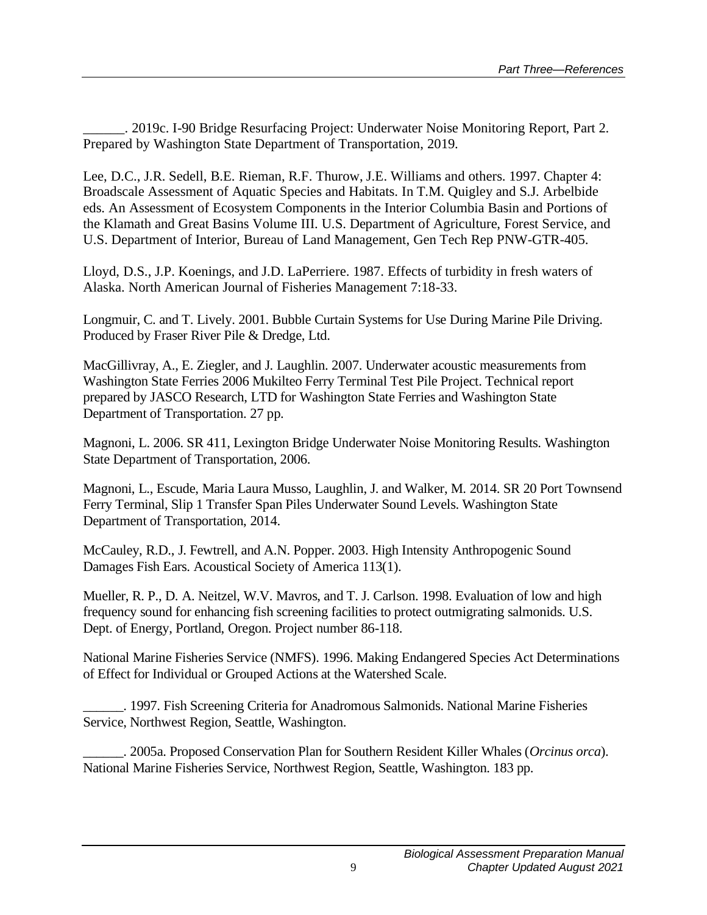______. 2019c. I-90 Bridge Resurfacing Project: Underwater Noise Monitoring Report, Part 2. Prepared by Washington State Department of Transportation, 2019.

Lee, D.C., J.R. Sedell, B.E. Rieman, R.F. Thurow, J.E. Williams and others. 1997. Chapter 4: Broadscale Assessment of Aquatic Species and Habitats. In T.M. Quigley and S.J. Arbelbide eds. An Assessment of Ecosystem Components in the Interior Columbia Basin and Portions of the Klamath and Great Basins Volume III. U.S. Department of Agriculture, Forest Service, and U.S. Department of Interior, Bureau of Land Management, Gen Tech Rep PNW-GTR-405.

Lloyd, D.S., J.P. Koenings, and J.D. LaPerriere. 1987. Effects of turbidity in fresh waters of Alaska. North American Journal of Fisheries Management 7:18-33.

Longmuir, C. and T. Lively. 2001. Bubble Curtain Systems for Use During Marine Pile Driving. Produced by Fraser River Pile & Dredge, Ltd.

MacGillivray, A., E. Ziegler, and J. Laughlin. 2007. Underwater acoustic measurements from Washington State Ferries 2006 Mukilteo Ferry Terminal Test Pile Project. Technical report prepared by JASCO Research, LTD for Washington State Ferries and Washington State Department of Transportation. 27 pp.

Magnoni, L. 2006. SR 411, Lexington Bridge Underwater Noise Monitoring Results. Washington State Department of Transportation, 2006.

Magnoni, L., Escude, Maria Laura Musso, Laughlin, J. and Walker, M. 2014. SR 20 Port Townsend Ferry Terminal, Slip 1 Transfer Span Piles Underwater Sound Levels. Washington State Department of Transportation, 2014.

McCauley, R.D., J. Fewtrell, and A.N. Popper. 2003. High Intensity Anthropogenic Sound Damages Fish Ears. Acoustical Society of America 113(1).

Mueller, R. P., D. A. Neitzel, W.V. Mavros, and T. J. Carlson. 1998. Evaluation of low and high frequency sound for enhancing fish screening facilities to protect outmigrating salmonids. U.S. Dept. of Energy, Portland, Oregon. Project number 86-118.

National Marine Fisheries Service (NMFS). 1996. Making Endangered Species Act Determinations of Effect for Individual or Grouped Actions at the Watershed Scale.

______. 1997. Fish Screening Criteria for Anadromous Salmonids. National Marine Fisheries Service, Northwest Region, Seattle, Washington.

______. 2005a. Proposed Conservation Plan for Southern Resident Killer Whales (*Orcinus orca*). National Marine Fisheries Service, Northwest Region, Seattle, Washington. 183 pp.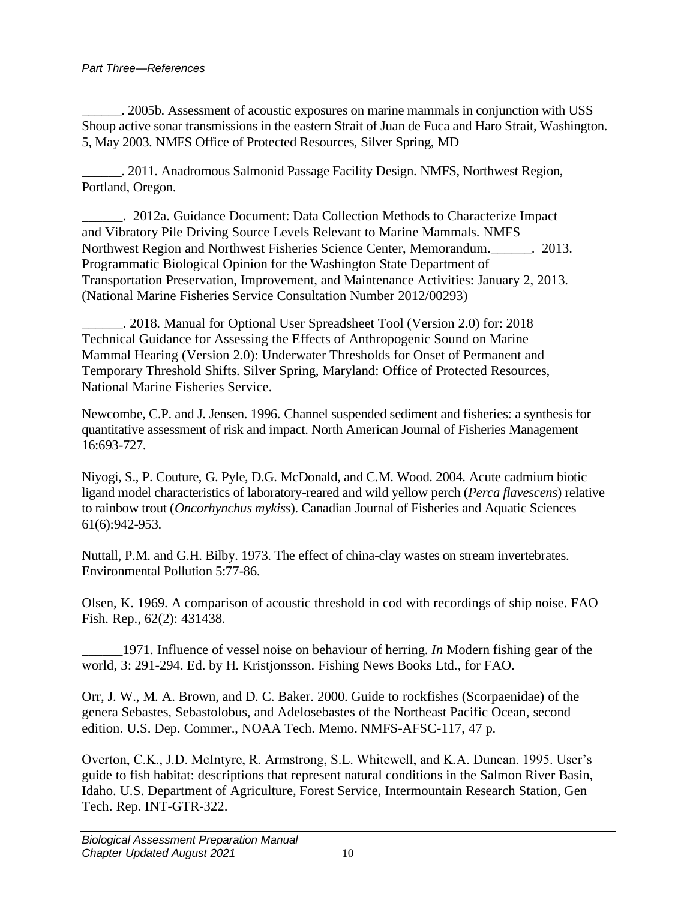\_\_\_\_\_\_. 2005b. Assessment of acoustic exposures on marine mammals in conjunction with USS Shoup active sonar transmissions in the eastern Strait of Juan de Fuca and Haro Strait, Washington. 5, May 2003. NMFS Office of Protected Resources, Silver Spring, MD

\_\_\_\_\_\_. 2011. Anadromous Salmonid Passage Facility Design. NMFS, Northwest Region, Portland, Oregon.

\_\_\_\_\_\_. 2012a. Guidance Document: Data Collection Methods to Characterize Impact and Vibratory Pile Driving Source Levels Relevant to Marine Mammals. NMFS Northwest Region and Northwest Fisheries Science Center, Memorandum.\_\_\_\_\_\_. 2013. Programmatic Biological Opinion for the Washington State Department of Transportation Preservation, Improvement, and Maintenance Activities: January 2, 2013. (National Marine Fisheries Service Consultation Number 2012/00293)

\_\_\_\_\_\_. 2018. Manual for Optional User Spreadsheet Tool (Version 2.0) for: 2018 Technical Guidance for Assessing the Effects of Anthropogenic Sound on Marine Mammal Hearing (Version 2.0): Underwater Thresholds for Onset of Permanent and Temporary Threshold Shifts. Silver Spring, Maryland: Office of Protected Resources, National Marine Fisheries Service.

Newcombe, C.P. and J. Jensen. 1996. Channel suspended sediment and fisheries: a synthesis for quantitative assessment of risk and impact. North American Journal of Fisheries Management 16:693-727.

Niyogi, S., P. Couture, G. Pyle, D.G. McDonald, and C.M. Wood. 2004. Acute cadmium biotic ligand model characteristics of laboratory-reared and wild yellow perch (*Perca flavescens*) relative to rainbow trout (*Oncorhynchus mykiss*). Canadian Journal of Fisheries and Aquatic Sciences 61(6):942-953.

Nuttall, P.M. and G.H. Bilby. 1973. The effect of china-clay wastes on stream invertebrates. Environmental Pollution 5:77-86.

Olsen, K. 1969. A comparison of acoustic threshold in cod with recordings of ship noise. FAO Fish. Rep., 62(2): 431438.

\_\_\_\_\_\_1971. Influence of vessel noise on behaviour of herring. *In* Modern fishing gear of the world, 3: 291-294. Ed. by H. Kristjonsson. Fishing News Books Ltd., for FAO.

Orr, J. W., M. A. Brown, and D. C. Baker. 2000. Guide to rockfishes (Scorpaenidae) of the genera Sebastes, Sebastolobus, and Adelosebastes of the Northeast Pacific Ocean, second edition. U.S. Dep. Commer., NOAA Tech. Memo. NMFS-AFSC-117, 47 p.

Overton, C.K., J.D. McIntyre, R. Armstrong, S.L. Whitewell, and K.A. Duncan. 1995. User's guide to fish habitat: descriptions that represent natural conditions in the Salmon River Basin, Idaho. U.S. Department of Agriculture, Forest Service, Intermountain Research Station, Gen Tech. Rep. INT-GTR-322.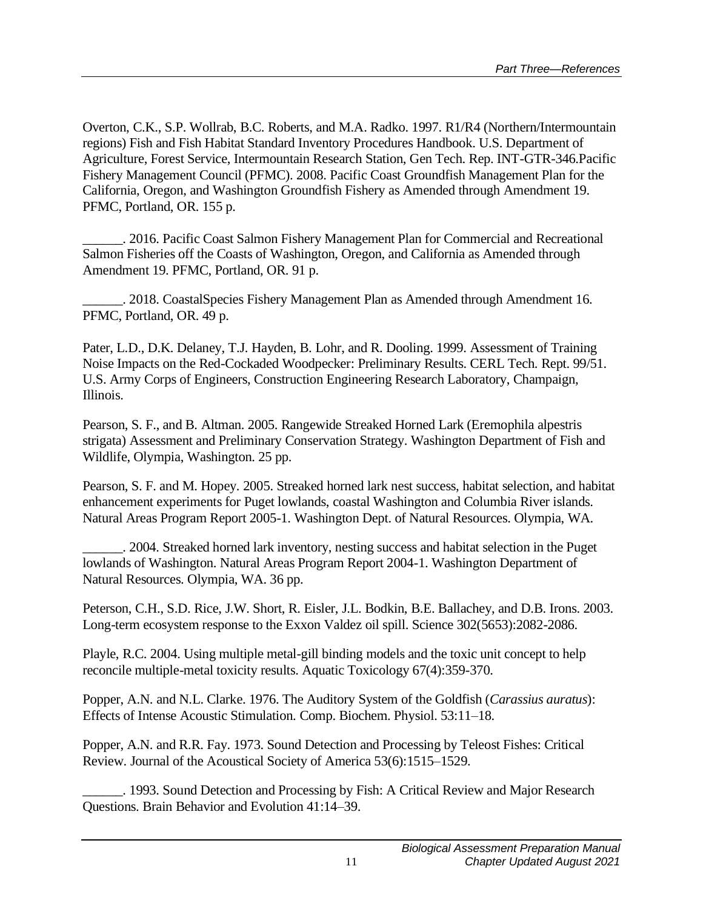Overton, C.K., S.P. Wollrab, B.C. Roberts, and M.A. Radko. 1997. R1/R4 (Northern/Intermountain regions) Fish and Fish Habitat Standard Inventory Procedures Handbook. U.S. Department of Agriculture, Forest Service, Intermountain Research Station, Gen Tech. Rep. INT-GTR-346.Pacific Fishery Management Council (PFMC). 2008. Pacific Coast Groundfish Management Plan for the California, Oregon, and Washington Groundfish Fishery as Amended through Amendment 19. PFMC, Portland, OR. 155 p.

______. 2016. Pacific Coast Salmon Fishery Management Plan for Commercial and Recreational Salmon Fisheries off the Coasts of Washington, Oregon, and California as Amended through Amendment 19. PFMC, Portland, OR. 91 p.

______. 2018. CoastalSpecies Fishery Management Plan as Amended through Amendment 16. PFMC, Portland, OR. 49 p.

Pater, L.D., D.K. Delaney, T.J. Hayden, B. Lohr, and R. Dooling. 1999. Assessment of Training Noise Impacts on the Red-Cockaded Woodpecker: Preliminary Results. CERL Tech. Rept. 99/51. U.S. Army Corps of Engineers, Construction Engineering Research Laboratory, Champaign, Illinois.

Pearson, S. F., and B. Altman. 2005. Rangewide Streaked Horned Lark (Eremophila alpestris strigata) Assessment and Preliminary Conservation Strategy. Washington Department of Fish and Wildlife, Olympia, Washington. 25 pp.

Pearson, S. F. and M. Hopey. 2005. Streaked horned lark nest success, habitat selection, and habitat enhancement experiments for Puget lowlands, coastal Washington and Columbia River islands. Natural Areas Program Report 2005-1. Washington Dept. of Natural Resources. Olympia, WA.

______. 2004. Streaked horned lark inventory, nesting success and habitat selection in the Puget lowlands of Washington. Natural Areas Program Report 2004-1. Washington Department of Natural Resources. Olympia, WA. 36 pp.

Peterson, C.H., S.D. Rice, J.W. Short, R. Eisler, J.L. Bodkin, B.E. Ballachey, and D.B. Irons. 2003. Long-term ecosystem response to the Exxon Valdez oil spill. Science 302(5653):2082-2086.

Playle, R.C. 2004. Using multiple metal-gill binding models and the toxic unit concept to help reconcile multiple-metal toxicity results. Aquatic Toxicology 67(4):359-370.

Popper, A.N. and N.L. Clarke. 1976. The Auditory System of the Goldfish (*Carassius auratus*): Effects of Intense Acoustic Stimulation. Comp. Biochem. Physiol. 53:11–18.

Popper, A.N. and R.R. Fay. 1973. Sound Detection and Processing by Teleost Fishes: Critical Review. Journal of the Acoustical Society of America 53(6):1515–1529.

______. 1993. Sound Detection and Processing by Fish: A Critical Review and Major Research Questions. Brain Behavior and Evolution 41:14–39.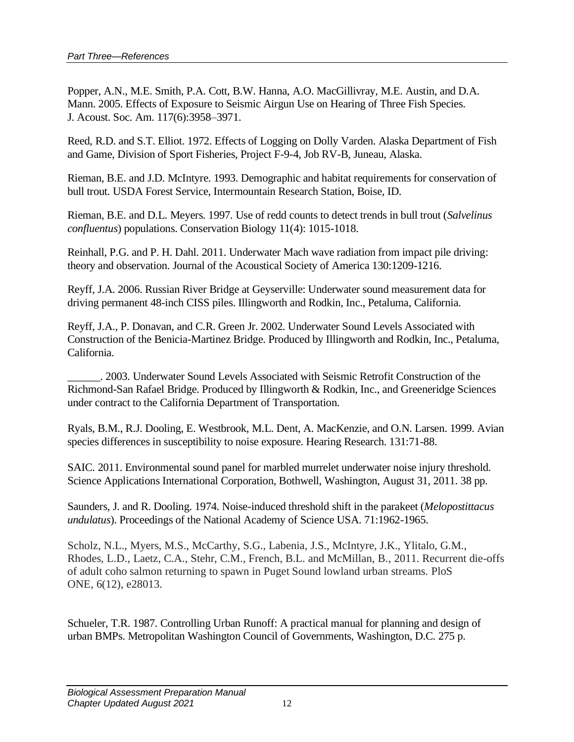Popper, A.N., M.E. Smith, P.A. Cott, B.W. Hanna, A.O. MacGillivray, M.E. Austin, and D.A. Mann. 2005. Effects of Exposure to Seismic Airgun Use on Hearing of Three Fish Species. J. Acoust. Soc. Am. 117(6):3958–3971.

Reed, R.D. and S.T. Elliot. 1972. Effects of Logging on Dolly Varden. Alaska Department of Fish and Game, Division of Sport Fisheries, Project F-9-4, Job RV-B, Juneau, Alaska.

Rieman, B.E. and J.D. McIntyre. 1993. Demographic and habitat requirements for conservation of bull trout. USDA Forest Service, Intermountain Research Station, Boise, ID.

Rieman, B.E. and D.L. Meyers. 1997. Use of redd counts to detect trends in bull trout (*Salvelinus confluentus*) populations. Conservation Biology 11(4): 1015-1018.

Reinhall, P.G. and P. H. Dahl. 2011. Underwater Mach wave radiation from impact pile driving: theory and observation. Journal of the Acoustical Society of America 130:1209-1216.

Reyff, J.A. 2006. Russian River Bridge at Geyserville: Underwater sound measurement data for driving permanent 48-inch CISS piles. Illingworth and Rodkin, Inc., Petaluma, California.

Reyff, J.A., P. Donavan, and C.R. Green Jr. 2002. Underwater Sound Levels Associated with Construction of the Benicia-Martinez Bridge. Produced by Illingworth and Rodkin, Inc., Petaluma, California.

______. 2003. Underwater Sound Levels Associated with Seismic Retrofit Construction of the Richmond-San Rafael Bridge. Produced by Illingworth & Rodkin, Inc., and Greeneridge Sciences under contract to the California Department of Transportation.

Ryals, B.M., R.J. Dooling, E. Westbrook, M.L. Dent, A. MacKenzie, and O.N. Larsen. 1999. Avian species differences in susceptibility to noise exposure. Hearing Research. 131:71-88.

SAIC. 2011. Environmental sound panel for marbled murrelet underwater noise injury threshold. Science Applications International Corporation, Bothwell, Washington, August 31, 2011. 38 pp.

Saunders, J. and R. Dooling. 1974. Noise-induced threshold shift in the parakeet (*Melopostittacus undulatus*). Proceedings of the National Academy of Science USA. 71:1962-1965.

Scholz, N.L., Myers, M.S., McCarthy, S.G., Labenia, J.S., McIntyre, J.K., Ylitalo, G.M., Rhodes, L.D., Laetz, C.A., Stehr, C.M., French, B.L. and McMillan, B., 2011. Recurrent die-offs of adult coho salmon returning to spawn in Puget Sound lowland urban streams. PloS ONE, 6(12), e28013.

Schueler, T.R. 1987. Controlling Urban Runoff: A practical manual for planning and design of urban BMPs. Metropolitan Washington Council of Governments, Washington, D.C. 275 p.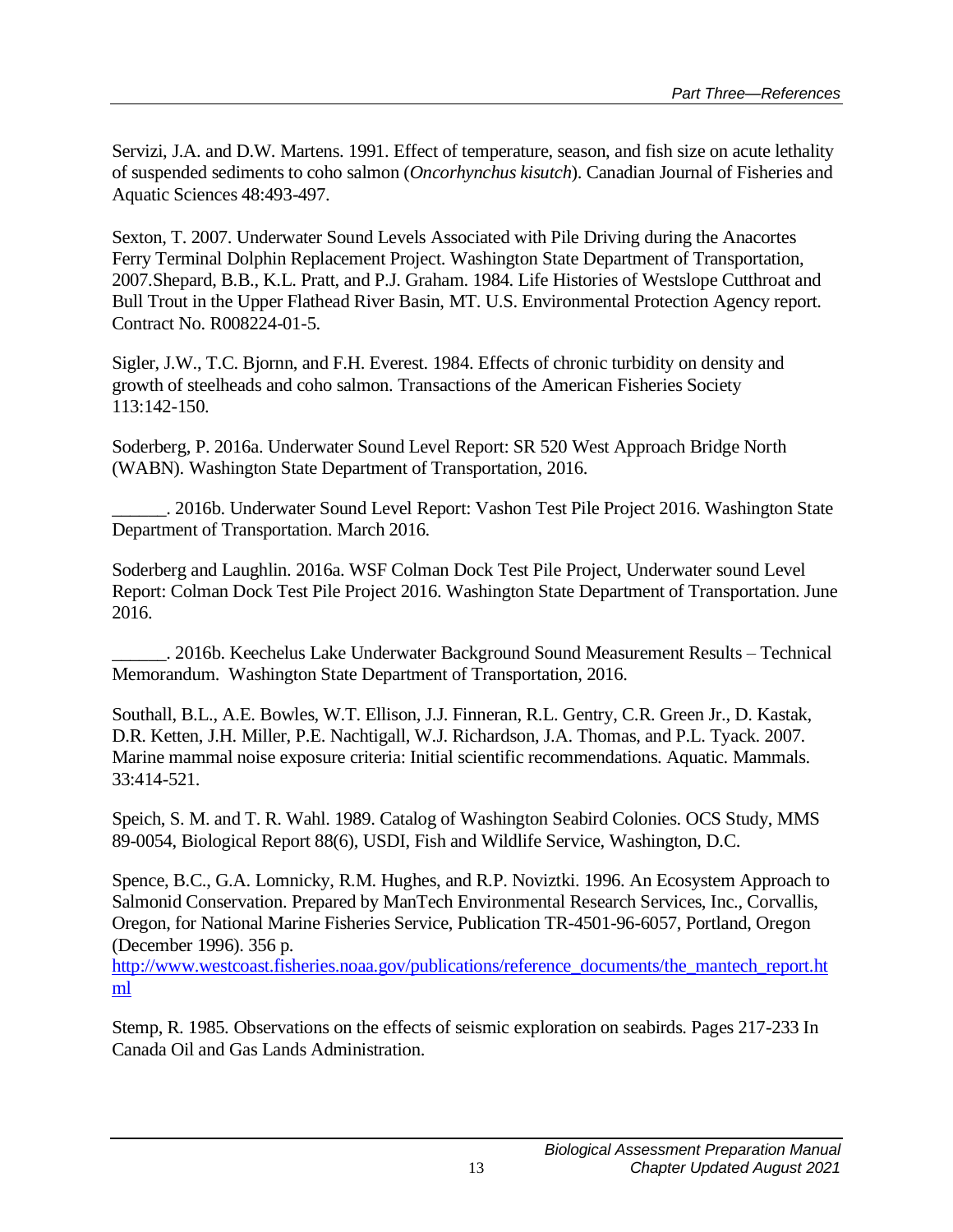Servizi, J.A. and D.W. Martens. 1991. Effect of temperature, season, and fish size on acute lethality of suspended sediments to coho salmon (*Oncorhynchus kisutch*). Canadian Journal of Fisheries and Aquatic Sciences 48:493-497.

Sexton, T. 2007. Underwater Sound Levels Associated with Pile Driving during the Anacortes Ferry Terminal Dolphin Replacement Project. Washington State Department of Transportation, 2007.Shepard, B.B., K.L. Pratt, and P.J. Graham. 1984. Life Histories of Westslope Cutthroat and Bull Trout in the Upper Flathead River Basin, MT. U.S. Environmental Protection Agency report. Contract No. R008224-01-5.

Sigler, J.W., T.C. Bjornn, and F.H. Everest. 1984. Effects of chronic turbidity on density and growth of steelheads and coho salmon. Transactions of the American Fisheries Society 113:142-150.

Soderberg, P. 2016a. Underwater Sound Level Report: SR 520 West Approach Bridge North (WABN). Washington State Department of Transportation, 2016.

______. 2016b. Underwater Sound Level Report: Vashon Test Pile Project 2016. Washington State Department of Transportation. March 2016.

Soderberg and Laughlin. 2016a. WSF Colman Dock Test Pile Project, Underwater sound Level Report: Colman Dock Test Pile Project 2016. Washington State Department of Transportation. June 2016.

______. 2016b. Keechelus Lake Underwater Background Sound Measurement Results – Technical Memorandum. Washington State Department of Transportation, 2016.

Southall, B.L., A.E. Bowles, W.T. Ellison, J.J. Finneran, R.L. Gentry, C.R. Green Jr., D. Kastak, D.R. Ketten, J.H. Miller, P.E. Nachtigall, W.J. Richardson, J.A. Thomas, and P.L. Tyack. 2007. Marine mammal noise exposure criteria: Initial scientific recommendations. Aquatic. Mammals. 33:414-521.

Speich, S. M. and T. R. Wahl. 1989. Catalog of Washington Seabird Colonies. OCS Study, MMS 89-0054, Biological Report 88(6), USDI, Fish and Wildlife Service, Washington, D.C.

Spence, B.C., G.A. Lomnicky, R.M. Hughes, and R.P. Noviztki. 1996. An Ecosystem Approach to Salmonid Conservation. Prepared by ManTech Environmental Research Services, Inc., Corvallis, Oregon, for National Marine Fisheries Service, Publication TR-4501-96-6057, Portland, Oregon (December 1996). 356 p.
http://www.westcoast.fisheries.noaa.gov/publications/reference_documents/the_mantech_report.html

Stemp, R. 1985. Observations on the effects of seismic exploration on seabirds. Pages 217-233 In Canada Oil and Gas Lands Administration.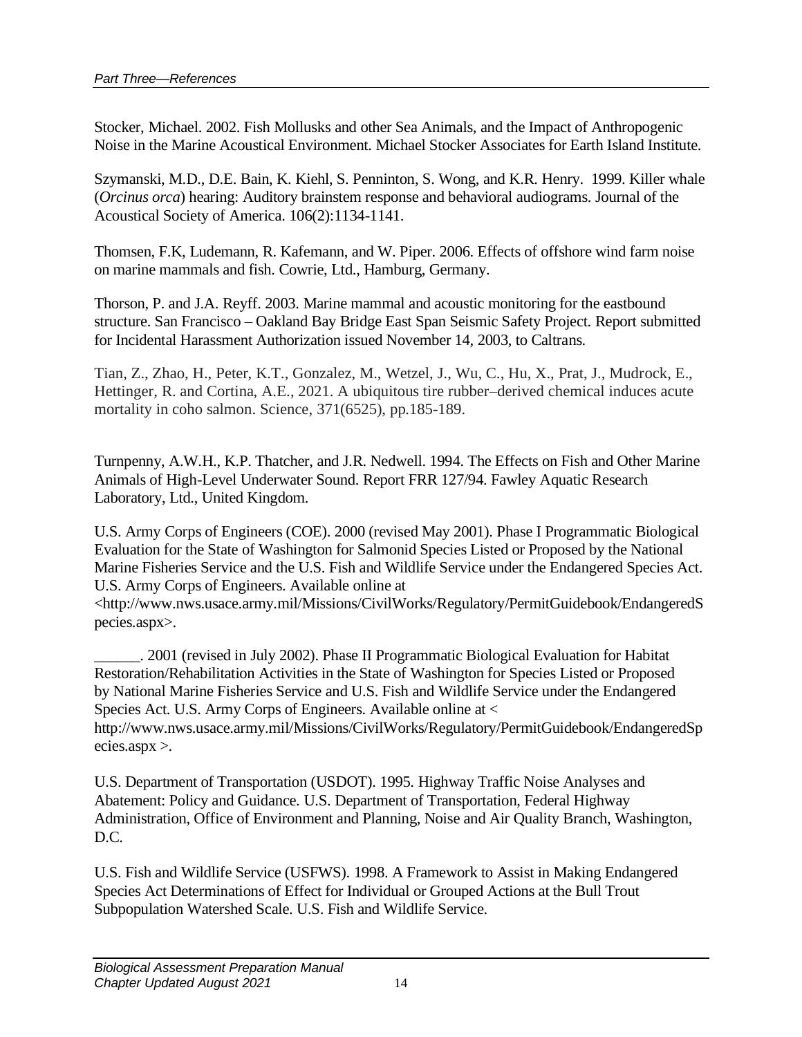Stocker, Michael. 2002. Fish Mollusks and other Sea Animals, and the Impact of Anthropogenic Noise in the Marine Acoustical Environment. Michael Stocker Associates for Earth Island Institute.

Szymanski, M.D., D.E. Bain, K. Kiehl, S. Penninton, S. Wong, and K.R. Henry. 1999. Killer whale (*Orcinus orca*) hearing: Auditory brainstem response and behavioral audiograms. Journal of the Acoustical Society of America. 106(2):1134-1141.

Thomsen, F.K, Ludemann, R. Kafemann, and W. Piper. 2006. Effects of offshore wind farm noise on marine mammals and fish. Cowrie, Ltd., Hamburg, Germany.

Thorson, P. and J.A. Reyff. 2003. Marine mammal and acoustic monitoring for the eastbound structure. San Francisco – Oakland Bay Bridge East Span Seismic Safety Project. Report submitted for Incidental Harassment Authorization issued November 14, 2003, to Caltrans.

Tian, Z., Zhao, H., Peter, K.T., Gonzalez, M., Wetzel, J., Wu, C., Hu, X., Prat, J., Mudrock, E., Hettinger, R. and Cortina, A.E., 2021. A ubiquitous tire rubber–derived chemical induces acute mortality in coho salmon. Science, 371(6525), pp.185-189.

Turnpenny, A.W.H., K.P. Thatcher, and J.R. Nedwell. 1994. The Effects on Fish and Other Marine Animals of High-Level Underwater Sound. Report FRR 127/94. Fawley Aquatic Research Laboratory, Ltd., United Kingdom.

U.S. Army Corps of Engineers (COE). 2000 (revised May 2001). Phase I Programmatic Biological Evaluation for the State of Washington for Salmonid Species Listed or Proposed by the National Marine Fisheries Service and the U.S. Fish and Wildlife Service under the Endangered Species Act. U.S. Army Corps of Engineers. Available online at <http://www.nws.usace.army.mil/Missions/CivilWorks/Regulatory/PermitGuidebook/EndangeredSpecies.aspx>.

______. 2001 (revised in July 2002). Phase II Programmatic Biological Evaluation for Habitat Restoration/Rehabilitation Activities in the State of Washington for Species Listed or Proposed by National Marine Fisheries Service and U.S. Fish and Wildlife Service under the Endangered Species Act. U.S. Army Corps of Engineers. Available online at < http://www.nws.usace.army.mil/Missions/CivilWorks/Regulatory/PermitGuidebook/EndangeredSpecies.aspx >.

U.S. Department of Transportation (USDOT). 1995. Highway Traffic Noise Analyses and Abatement: Policy and Guidance. U.S. Department of Transportation, Federal Highway Administration, Office of Environment and Planning, Noise and Air Quality Branch, Washington, D.C.

U.S. Fish and Wildlife Service (USFWS). 1998. A Framework to Assist in Making Endangered Species Act Determinations of Effect for Individual or Grouped Actions at the Bull Trout Subpopulation Watershed Scale. U.S. Fish and Wildlife Service.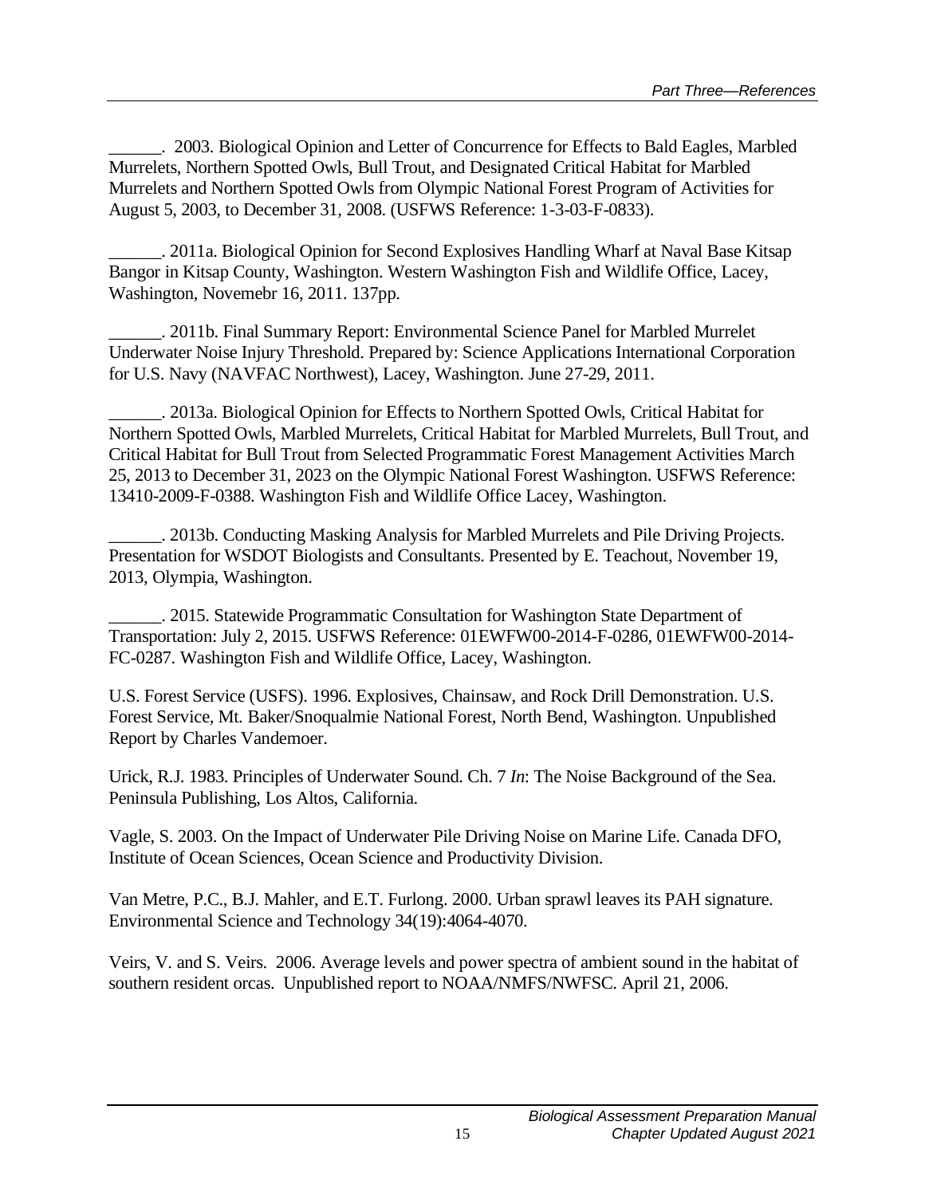______. 2003. Biological Opinion and Letter of Concurrence for Effects to Bald Eagles, Marbled Murrelets, Northern Spotted Owls, Bull Trout, and Designated Critical Habitat for Marbled Murrelets and Northern Spotted Owls from Olympic National Forest Program of Activities for August 5, 2003, to December 31, 2008. (USFWS Reference: 1-3-03-F-0833).

______. 2011a. Biological Opinion for Second Explosives Handling Wharf at Naval Base Kitsap Bangor in Kitsap County, Washington. Western Washington Fish and Wildlife Office, Lacey, Washington, Novemebr 16, 2011. 137pp.

______. 2011b. Final Summary Report: Environmental Science Panel for Marbled Murrelet Underwater Noise Injury Threshold. Prepared by: Science Applications International Corporation for U.S. Navy (NAVFAC Northwest), Lacey, Washington. June 27-29, 2011.

______. 2013a. Biological Opinion for Effects to Northern Spotted Owls, Critical Habitat for Northern Spotted Owls, Marbled Murrelets, Critical Habitat for Marbled Murrelets, Bull Trout, and Critical Habitat for Bull Trout from Selected Programmatic Forest Management Activities March 25, 2013 to December 31, 2023 on the Olympic National Forest Washington. USFWS Reference: 13410-2009-F-0388. Washington Fish and Wildlife Office Lacey, Washington.

______. 2013b. Conducting Masking Analysis for Marbled Murrelets and Pile Driving Projects. Presentation for WSDOT Biologists and Consultants. Presented by E. Teachout, November 19, 2013, Olympia, Washington.

______. 2015. Statewide Programmatic Consultation for Washington State Department of Transportation: July 2, 2015. USFWS Reference: 01EWFW00-2014-F-0286, 01EWFW00-2014-FC-0287. Washington Fish and Wildlife Office, Lacey, Washington.

U.S. Forest Service (USFS). 1996. Explosives, Chainsaw, and Rock Drill Demonstration. U.S. Forest Service, Mt. Baker/Snoqualmie National Forest, North Bend, Washington. Unpublished Report by Charles Vandemoer.

Urick, R.J. 1983. Principles of Underwater Sound. Ch. 7 *In*: The Noise Background of the Sea. Peninsula Publishing, Los Altos, California.

Vagle, S. 2003. On the Impact of Underwater Pile Driving Noise on Marine Life. Canada DFO, Institute of Ocean Sciences, Ocean Science and Productivity Division.

Van Metre, P.C., B.J. Mahler, and E.T. Furlong. 2000. Urban sprawl leaves its PAH signature. Environmental Science and Technology 34(19):4064-4070.

Veirs, V. and S. Veirs. 2006. Average levels and power spectra of ambient sound in the habitat of southern resident orcas. Unpublished report to NOAA/NMFS/NWFSC. April 21, 2006.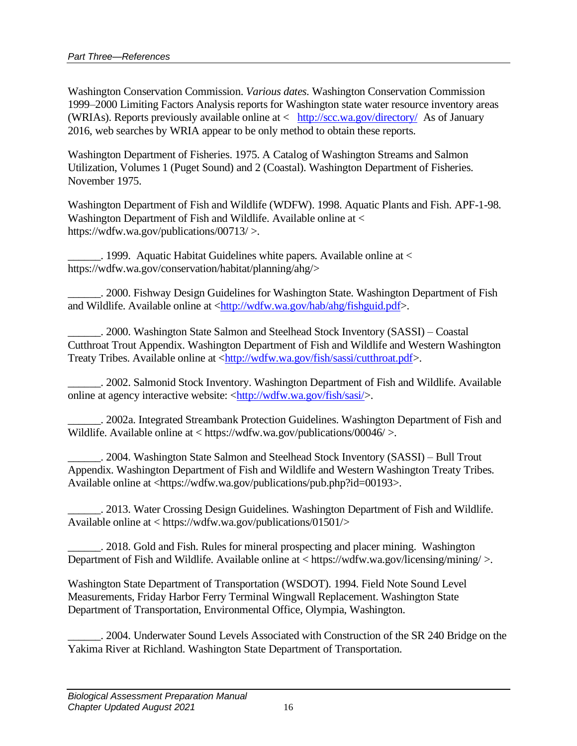Washington Conservation Commission. *Various dates.* Washington Conservation Commission 1999–2000 Limiting Factors Analysis reports for Washington state water resource inventory areas (WRIAs). Reports previously available online at < http://scc.wa.gov/directory/ As of January 2016, web searches by WRIA appear to be only method to obtain these reports.

Washington Department of Fisheries. 1975. A Catalog of Washington Streams and Salmon Utilization, Volumes 1 (Puget Sound) and 2 (Coastal). Washington Department of Fisheries. November 1975.

Washington Department of Fish and Wildlife (WDFW). 1998. Aquatic Plants and Fish. APF-1-98. Washington Department of Fish and Wildlife. Available online at < https://wdfw.wa.gov/publications/00713/ >.

______. 1999. Aquatic Habitat Guidelines white papers. Available online at < https://wdfw.wa.gov/conservation/habitat/planning/ahg/>

______. 2000. Fishway Design Guidelines for Washington State. Washington Department of Fish and Wildlife. Available online at <http://wdfw.wa.gov/hab/ahg/fishguid.pdf>.

______. 2000. Washington State Salmon and Steelhead Stock Inventory (SASSI) – Coastal Cutthroat Trout Appendix. Washington Department of Fish and Wildlife and Western Washington Treaty Tribes. Available online at <http://wdfw.wa.gov/fish/sassi/cutthroat.pdf>.

______. 2002. Salmonid Stock Inventory. Washington Department of Fish and Wildlife. Available online at agency interactive website: <http://wdfw.wa.gov/fish/sasi/>.

______. 2002a. Integrated Streambank Protection Guidelines. Washington Department of Fish and Wildlife. Available online at < https://wdfw.wa.gov/publications/00046/ >.

______. 2004. Washington State Salmon and Steelhead Stock Inventory (SASSI) – Bull Trout Appendix. Washington Department of Fish and Wildlife and Western Washington Treaty Tribes. Available online at <https://wdfw.wa.gov/publications/pub.php?id=00193>.

______. 2013. Water Crossing Design Guidelines. Washington Department of Fish and Wildlife. Available online at < https://wdfw.wa.gov/publications/01501/>

______. 2018. Gold and Fish. Rules for mineral prospecting and placer mining. Washington Department of Fish and Wildlife. Available online at < https://wdfw.wa.gov/licensing/mining/ >.

Washington State Department of Transportation (WSDOT). 1994. Field Note Sound Level Measurements, Friday Harbor Ferry Terminal Wingwall Replacement. Washington State Department of Transportation, Environmental Office, Olympia, Washington.

______. 2004. Underwater Sound Levels Associated with Construction of the SR 240 Bridge on the Yakima River at Richland. Washington State Department of Transportation.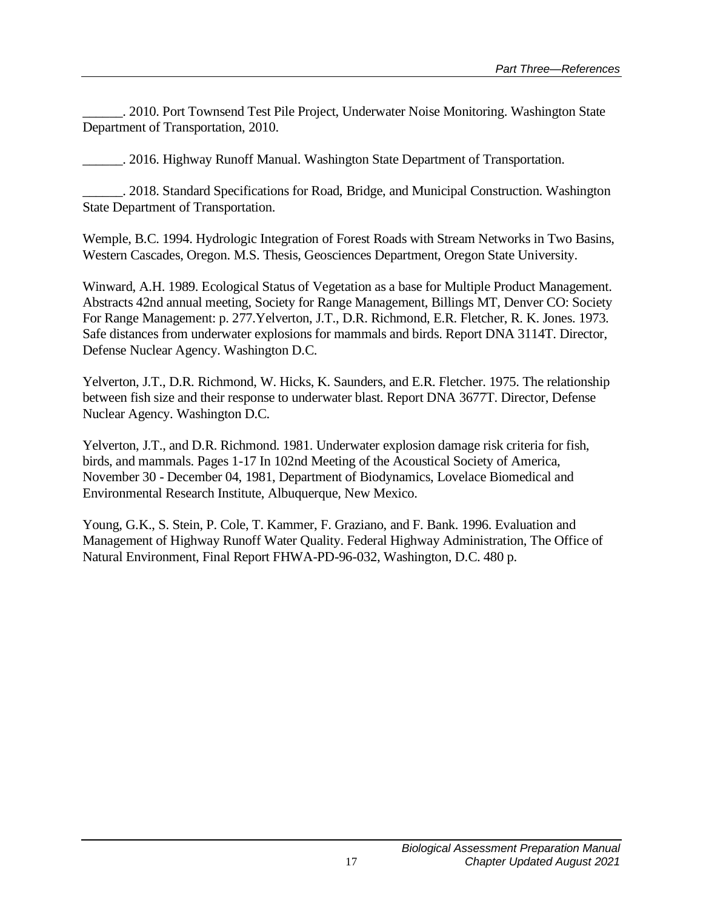______. 2010. Port Townsend Test Pile Project, Underwater Noise Monitoring. Washington State Department of Transportation, 2010.

______. 2016. Highway Runoff Manual. Washington State Department of Transportation.

______. 2018. Standard Specifications for Road, Bridge, and Municipal Construction. Washington State Department of Transportation.

Wemple, B.C. 1994. Hydrologic Integration of Forest Roads with Stream Networks in Two Basins, Western Cascades, Oregon. M.S. Thesis, Geosciences Department, Oregon State University.

Winward, A.H. 1989. Ecological Status of Vegetation as a base for Multiple Product Management. Abstracts 42nd annual meeting, Society for Range Management, Billings MT, Denver CO: Society For Range Management: p. 277.Yelverton, J.T., D.R. Richmond, E.R. Fletcher, R. K. Jones. 1973. Safe distances from underwater explosions for mammals and birds. Report DNA 3114T. Director, Defense Nuclear Agency. Washington D.C.

Yelverton, J.T., D.R. Richmond, W. Hicks, K. Saunders, and E.R. Fletcher. 1975. The relationship between fish size and their response to underwater blast. Report DNA 3677T. Director, Defense Nuclear Agency. Washington D.C.

Yelverton, J.T., and D.R. Richmond. 1981. Underwater explosion damage risk criteria for fish, birds, and mammals. Pages 1-17 In 102nd Meeting of the Acoustical Society of America, November 30 - December 04, 1981, Department of Biodynamics, Lovelace Biomedical and Environmental Research Institute, Albuquerque, New Mexico.

Young, G.K., S. Stein, P. Cole, T. Kammer, F. Graziano, and F. Bank. 1996. Evaluation and Management of Highway Runoff Water Quality. Federal Highway Administration, The Office of Natural Environment, Final Report FHWA-PD-96-032, Washington, D.C. 480 p.